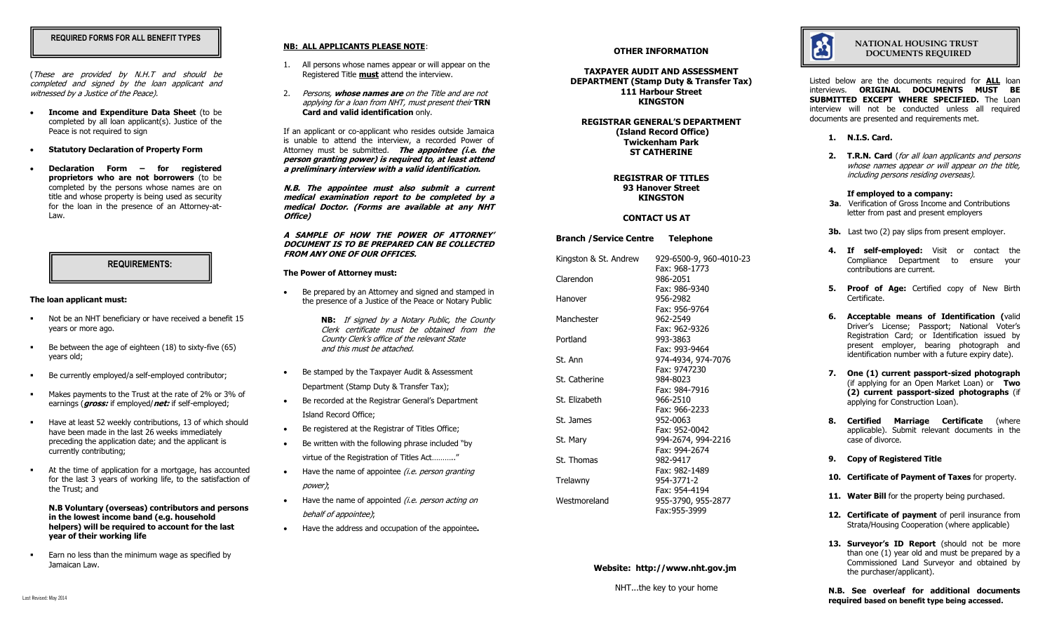## REQUIRED FORMS FOR ALL BENEFIT TYPES

*(These are provided by N.H.T and should be completed and signed by the loan applicant and witnessed by a Justice of the Peace).*

- **Income and Expenditure Data Sheet** (to be completed by all loan applicant(s). Justice of the Peace is not required to sign
- **Statutory Declaration of Property Form**
- **Declaration Form – for registered proprietors who are not borrowers** (to be completed by the persons whose names are on title and whose property is being used as security for the loan in the presence of an Attorney-at-Law.

## REQUIREMENTS:

**The loan applicant must:**

- Not be an NHT beneficiary or have received a benefit 15 years or more ago.
- Be between the age of eighteen (18) to sixty-five (65) years old;
- Be currently employed/a self-employed contributor;
- Makes payments to the Trust at the rate of 2% or 3% of earnings (***gross:*** if employed/***net:*** if self-employed;
- Have at least 52 weekly contributions, 13 of which should have been made in the last 26 weeks immediately preceding the application date; and the applicant is currently contributing;
- At the time of application for a mortgage, has accounted for the last 3 years of working life, to the satisfaction of the Trust; and

  **N.B Voluntary (overseas) contributors and persons in the lowest income band (e.g. household helpers) will be required to account for the last year of their working life**

- Earn no less than the minimum wage as specified by Jamaican Law.

Last Revised: May 2014

**NB: ALL APPLICANTS PLEASE NOTE**:

1. All persons whose names appear or will appear on the Registered Title **must** attend the interview.
2. *Persons, **whose names are** on the Title and are not applying for a loan from NHT, must present their* **TRN Card and valid identification** only.

If an applicant or co-applicant who resides outside Jamaica is unable to attend the interview, a recorded Power of Attorney must be submitted. ***The appointee (i.e. the person granting power) is required to, at least attend a preliminary interview with a valid identification.***

***N.B. The appointee must also submit a current medical examination report to be completed by a medical Doctor. (Forms are available at any NHT Office)***

***A SAMPLE OF HOW THE POWER OF ATTORNEY' DOCUMENT IS TO BE PREPARED CAN BE COLLECTED FROM ANY ONE OF OUR OFFICES.***

**The Power of Attorney must:**

- Be prepared by an Attorney and signed and stamped in the presence of a Justice of the Peace or Notary Public

  **NB:** *If signed by a Notary Public, the County Clerk certificate must be obtained from the County Clerk's office of the relevant State and this must be attached.*

- Be stamped by the Taxpayer Audit & Assessment Department (Stamp Duty & Transfer Tax);
- Be recorded at the Registrar General's Department Island Record Office;
- Be registered at the Registrar of Titles Office;
- Be written with the following phrase included "by virtue of the Registration of Titles Act……….."
- Have the name of appointee *(i.e. person granting power)*;
- Have the name of appointed *(i.e. person acting on behalf of appointee)*;
- Have the address and occupation of the appointee**.**

## OTHER INFORMATION

**TAXPAYER AUDIT AND ASSESSMENT DEPARTMENT (Stamp Duty & Transfer Tax)**
**111 Harbour Street**
**KINGSTON**

**REGISTRAR GENERAL'S DEPARTMENT**
**(Island Record Office)**
**Twickenham Park**
**ST CATHERINE**

**REGISTRAR OF TITLES**
**93 Hanover Street**
**KINGSTON**

## CONTACT US AT

| Branch /Service Centre | Telephone |
|---|---|
| Kingston & St. Andrew | 929-6500-9, 960-4010-23<br>Fax: 968-1773 |
| Clarendon | 986-2051<br>Fax: 986-9340 |
| Hanover | 956-2982<br>Fax: 956-9764 |
| Manchester | 962-2549<br>Fax: 962-9326 |
| Portland | 993-3863<br>Fax: 993-9464 |
| St. Ann | 974-4934, 974-7076<br>Fax: 9747230 |
| St. Catherine | 984-8023<br>Fax: 984-7916 |
| St. Elizabeth | 966-2510<br>Fax: 966-2233 |
| St. James | 952-0063<br>Fax: 952-0042 |
| St. Mary | 994-2674, 994-2216<br>Fax: 994-2674 |
| St. Thomas | 982-9417<br>Fax: 982-1489 |
| Trelawny | 954-3771-2<br>Fax: 954-4194 |
| Westmoreland | 955-3790, 955-2877<br>Fax:955-3999 |

**Website: http://www.nht.gov.jm**

NHT...the key to your home

# NATIONAL HOUSING TRUST DOCUMENTS REQUIRED

Listed below are the documents required for **ALL** loan interviews. **ORIGINAL DOCUMENTS MUST BE SUBMITTED EXCEPT WHERE SPECIFIED.** The Loan interview will not be conducted unless all required documents are presented and requirements met.

1. **N.I.S. Card.**
2. **T.R.N. Card** (*for all loan applicants and persons whose names appear or will appear on the title, including persons residing overseas).*

   **If employed to a company:**

   **3a**. Verification of Gross Income and Contributions letter from past and present employers

   **3b.** Last two (2) pay slips from present employer.

4. **If self-employed:** Visit or contact the Compliance Department to ensure your contributions are current.
5. **Proof of Age:** Certified copy of New Birth Certificate.
6. **Acceptable means of Identification (**valid Driver's License; Passport; National Voter's Registration Card; or Identification issued by present employer, bearing photograph and identification number with a future expiry date).
7. **One (1) current passport-sized photograph** (if applying for an Open Market Loan) or **Two (2) current passport-sized photographs** (if applying for Construction Loan).
8. **Certified Marriage Certificate** (where applicable). Submit relevant documents in the case of divorce.
9. **Copy of Registered Title**
10. **Certificate of Payment of Taxes** for property.
11. **Water Bill** for the property being purchased.
12. **Certificate of payment** of peril insurance from Strata/Housing Cooperation (where applicable)
13. **Surveyor's ID Report** (should not be more than one (1) year old and must be prepared by a Commissioned Land Surveyor and obtained by the purchaser/applicant).

**N.B. See overleaf for additional documents required based on benefit type being accessed.**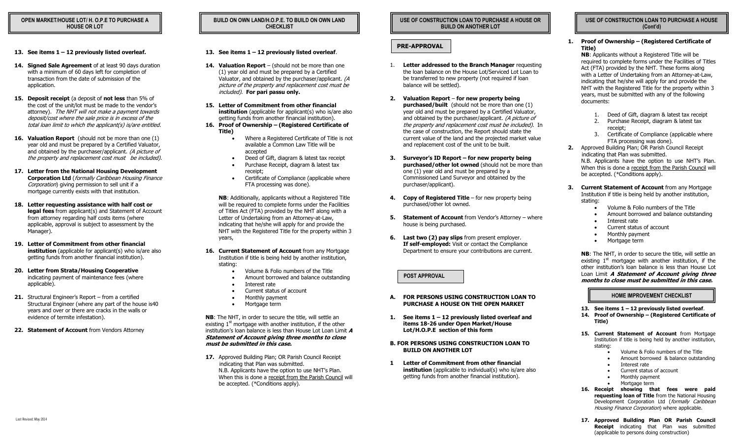## OPEN MARKET/HOUSE LOT/ H. O.P.E TO PURCHASE A HOUSE OR LOT

13. **See items 1 – 12 previously listed overleaf.**

14. **Signed Sale Agreement** of at least 90 days duration with a minimum of 60 days left for completion of transaction from the date of submission of the application.

15. **Deposit receipt** (a deposit of **not less** than 5% of the cost of the unit/lot must be made to the vendor's attorney). *The NHT will not make a payment towards deposit/cost where the sale price is in excess of the total loan limit to which the applicant(s) is/are entitled.*

16. **Valuation Report** (should not be more than one (1) year old and must be prepared by a Certified Valuator, and obtained by the purchaser/applicant. *(A picture of the property and replacement cost must be included).*

17. **Letter from the National Housing Development Corporation Ltd** (*formally Caribbean Housing Finance Corporation*) giving permission to sell unit if a mortgage currently exists with that institution.

18. **Letter requesting assistance with half cost or legal fees** from applicant(s) and Statement of Account from attorney regarding half costs items (where applicable, approval is subject to assessment by the Manager).

19. **Letter of Commitment from other financial institution** (applicable for applicant(s) who is/are also getting funds from another financial institution).

20. **Letter from Strata/Housing Cooperative** indicating payment of maintenance fees (where applicable).

21. Structural Engineer's Report – from a certified Structural Engineer (where any part of the house is40 years and over or there are cracks in the walls or evidence of termite infestation).

22. **Statement of Account** from Vendors Attorney

Last Revised: May 2014

## BUILD ON OWN LAND/H.O.P.E. TO BUILD ON OWN LAND CHECKLIST

13. **See items 1 – 12 previously listed overleaf**.

14. **Valuation Report** – (should not be more than one (1) year old and must be prepared by a Certified Valuator, and obtained by the purchaser/applicant. *(A picture of the property and replacement cost must be included).* **For pari passu only.**

15. **Letter of Commitment from other financial institution** (applicable for applicant(s) who is/are also getting funds from another financial institution).

16. **Proof of Ownership – (Registered Certificate of Title)**
    - Where a Registered Certificate of Title is not available a Common Law Title will be accepted
    - Deed of Gift, diagram & latest tax receipt
    - Purchase Receipt, diagram & latest tax receipt;
    - Certificate of Compliance (applicable where FTA processing was done).

    **NB**: Additionally, applicants without a Registered Title will be required to complete forms under the Facilities of Titles Act (FTA) provided by the NHT along with a Letter of Undertaking from an Attorney-at-Law, indicating that he/she will apply for and provide the NHT with the Registered Title for the property within 3 years,

16. **Current Statement of Account** from any Mortgage Institution if title is being held by another institution, stating:
    - Volume & Folio numbers of the Title
    - Amount borrowed and balance outstanding
    - Interest rate
    - Current status of account
    - Monthly payment
    - Mortgage term

    **NB**: The NHT, in order to secure the title, will settle an existing 1st mortgage with another institution, if the other institution's loan balance is less than House Lot Loan Limit ***A Statement of Account giving three months to close must be submitted in this case.***

17. Approved Building Plan; OR Parish Council Receipt indicating that Plan was submitted.
    N.B. Applicants have the option to use NHT's Plan. When this is done a receipt from the Parish Council will be accepted. (*Conditions apply).

## USE OF CONSTRUCTION LOAN TO PURCHASE A HOUSE OR BUILD ON ANOTHER LOT

### PRE-APPROVAL

1. **Letter addressed to the Branch Manager** requesting the loan balance on the House Lot/Serviced Lot Loan to be transferred to new property (not required if loan balance will be settled).

2. **Valuation Report** – **for new property being purchased/built** (should not be more than one (1) year old and must be prepared by a Certified Valuator, and obtained by the purchaser/applicant. *(A picture of the property and replacement cost must be included).* In the case of construction, the Report should state the current value of the land and the projected market value and replacement cost of the unit to be built.

3. **Surveyor's ID Report – for new property being purchased/other lot owned** (should not be more than one (1) year old and must be prepared by a Commissioned Land Surveyor and obtained by the purchaser/applicant).

4. **Copy of Registered Title** – for new property being purchased/other lot owned.

5. **Statement of Account** from Vendor's Attorney – where house is being purchased.

6. **Last two (2) pay slips** from present employer.
   **If self-employed:** Visit or contact the Compliance Department to ensure your contributions are current.

### POST APPROVAL

**A. FOR PERSONS USING CONSTRUCTION LOAN TO PURCHASE A HOUSE ON THE OPEN MARKET**

1. **See items 1 – 12 previously listed overleaf and items 18-26 under Open Market/House Lot/H.O.P.E section of this form**

**B. FOR PERSONS USING CONSTRUCTION LOAN TO BUILD ON ANOTHER LOT**

1. **Letter of Commitment from other financial institution** (applicable to individual(s) who is/are also getting funds from another financial institution).

## USE OF CONSTRUCTION LOAN TO PURCHASE A HOUSE (Cont'd)

1. **Proof of Ownership – (Registered Certificate of Title)**
   **NB**: Applicants without a Registered Title will be required to complete forms under the Facilities of Titles Act (FTA) provided by the NHT. These forms along with a Letter of Undertaking from an Attorney-at-Law, indicating that he/she will apply for and provide the NHT with the Registered Title for the property within 3 years, must be submitted with any of the following documents:
   1. Deed of Gift, diagram & latest tax receipt
   2. Purchase Receipt, diagram & latest tax receipt;
   3. Certificate of Compliance (applicable where FTA processing was done).

2. Approved Building Plan; OR Parish Council Receipt indicating that Plan was submitted.
   N.B. Applicants have the option to use NHT's Plan. When this is done a receipt from the Parish Council will be accepted. (*Conditions apply).

3. **Current Statement of Account** from any Mortgage Institution if title is being held by another institution, stating:
   - Volume & Folio numbers of the Title
   - Amount borrowed and balance outstanding
   - Interest rate
   - Current status of account
   - Monthly payment
   - Mortgage term

   **NB**: The NHT, in order to secure the title, will settle an existing 1st mortgage with another institution, if the other institution's loan balance is less than House Lot Loan Limit ***A Statement of Account giving three months to close must be submitted in this case.***

## HOME IMPROVEMENT CHECKLIST

13. **See items 1 – 12 previously listed overleaf**.
14. **Proof of Ownership – (Registered Certificate of Title)**
15. **Current Statement of Account** from Mortgage Institution if title is being held by another institution, stating:
    - Volume & Folio numbers of the Title
    - Amount borrowed & balance outstanding
    - Interest rate
    - Current status of account
    - Monthly payment
    - Mortgage term
16. **Receipt showing that fees were paid requesting loan of Title** from the National Housing Development Corporation Ltd (*formally Caribbean Housing Finance Corporation*) where applicable.
17. **Approved Building Plan OR Parish Council Receipt** indicating that Plan was submitted (applicable to persons doing construction)